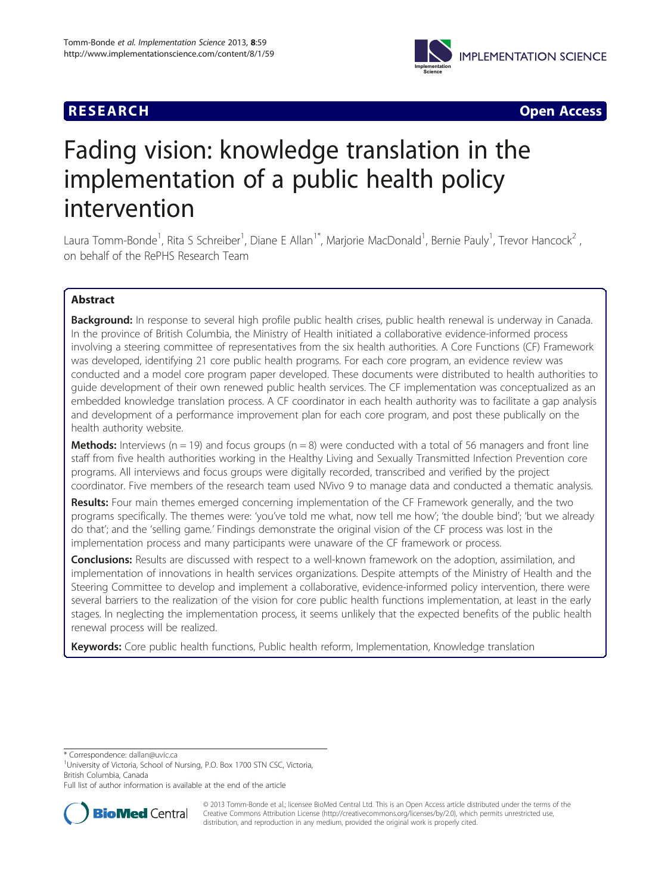**RESEARCH** **Open Access**

# Fading vision: knowledge translation in the implementation of a public health policy intervention

Laura Tomm-Bonde[1], Rita S Schreiber[1], Diane E Allan[1*], Marjorie MacDonald[1], Bernie Pauly[1], Trevor Hancock[2], on behalf of the RePHS Research Team

## Abstract

**Background:** In response to several high profile public health crises, public health renewal is underway in Canada. In the province of British Columbia, the Ministry of Health initiated a collaborative evidence-informed process involving a steering committee of representatives from the six health authorities. A Core Functions (CF) Framework was developed, identifying 21 core public health programs. For each core program, an evidence review was conducted and a model core program paper developed. These documents were distributed to health authorities to guide development of their own renewed public health services. The CF implementation was conceptualized as an embedded knowledge translation process. A CF coordinator in each health authority was to facilitate a gap analysis and development of a performance improvement plan for each core program, and post these publically on the health authority website.

**Methods:** Interviews (n = 19) and focus groups (n = 8) were conducted with a total of 56 managers and front line staff from five health authorities working in the Healthy Living and Sexually Transmitted Infection Prevention core programs. All interviews and focus groups were digitally recorded, transcribed and verified by the project coordinator. Five members of the research team used NVivo 9 to manage data and conducted a thematic analysis.

**Results:** Four main themes emerged concerning implementation of the CF Framework generally, and the two programs specifically. The themes were: 'you've told me what, now tell me how'; 'the double bind'; 'but we already do that'; and the 'selling game.' Findings demonstrate the original vision of the CF process was lost in the implementation process and many participants were unaware of the CF framework or process.

**Conclusions:** Results are discussed with respect to a well-known framework on the adoption, assimilation, and implementation of innovations in health services organizations. Despite attempts of the Ministry of Health and the Steering Committee to develop and implement a collaborative, evidence-informed policy intervention, there were several barriers to the realization of the vision for core public health functions implementation, at least in the early stages. In neglecting the implementation process, it seems unlikely that the expected benefits of the public health renewal process will be realized.

**Keywords:** Core public health functions, Public health reform, Implementation, Knowledge translation

* Correspondence: dallan@uvic.ca

[1]University of Victoria, School of Nursing, P.O. Box 1700 STN CSC, Victoria, British Columbia, Canada

Full list of author information is available at the end of the article

© 2013 Tomm-Bonde et al.; licensee BioMed Central Ltd. This is an Open Access article distributed under the terms of the Creative Commons Attribution License (http://creativecommons.org/licenses/by/2.0), which permits unrestricted use, distribution, and reproduction in any medium, provided the original work is properly cited.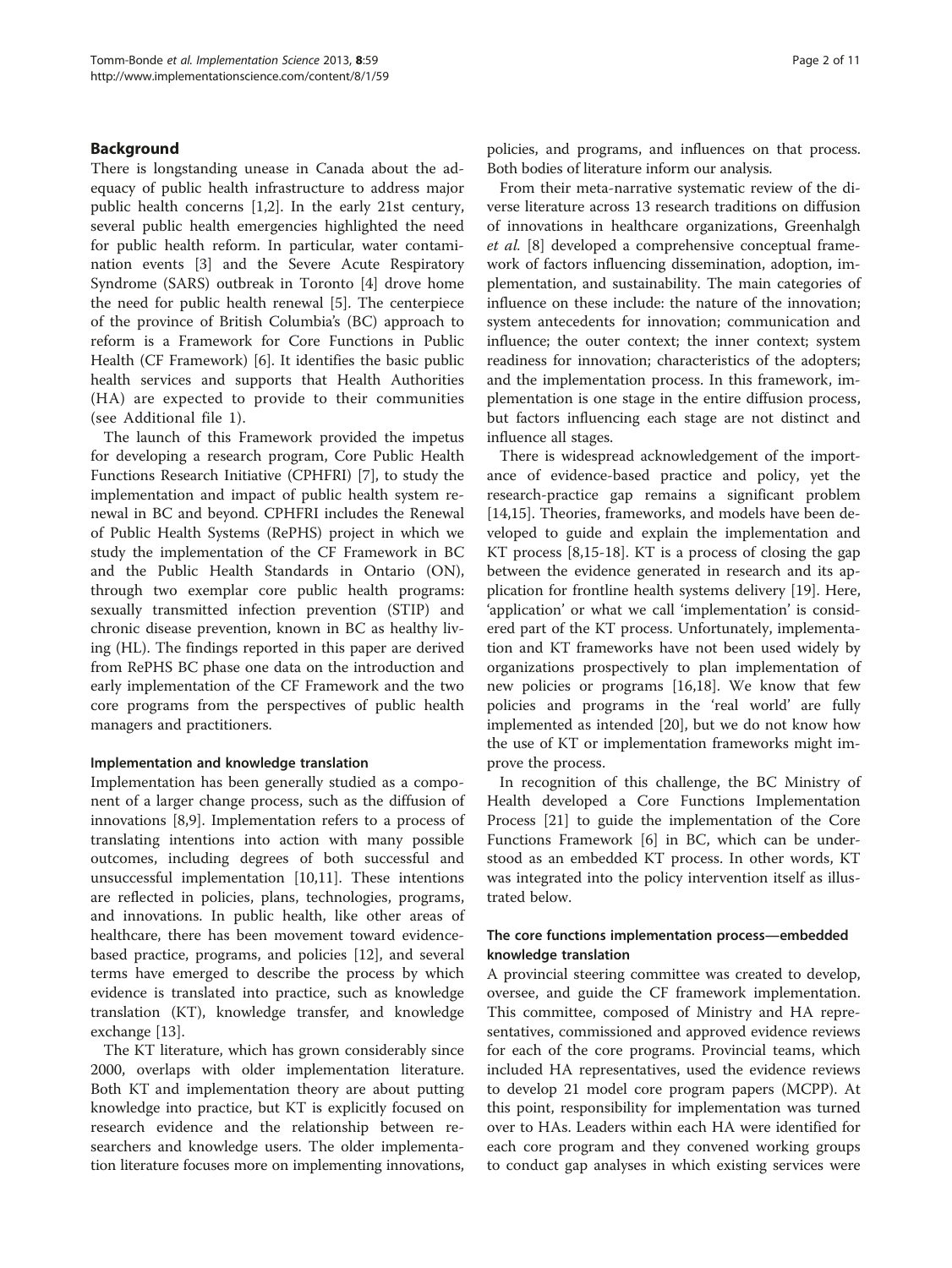## Background

There is longstanding unease in Canada about the adequacy of public health infrastructure to address major public health concerns [1,2]. In the early 21st century, several public health emergencies highlighted the need for public health reform. In particular, water contamination events [3] and the Severe Acute Respiratory Syndrome (SARS) outbreak in Toronto [4] drove home the need for public health renewal [5]. The centerpiece of the province of British Columbia's (BC) approach to reform is a Framework for Core Functions in Public Health (CF Framework) [6]. It identifies the basic public health services and supports that Health Authorities (HA) are expected to provide to their communities (see Additional file 1).

The launch of this Framework provided the impetus for developing a research program, Core Public Health Functions Research Initiative (CPHFRI) [7], to study the implementation and impact of public health system renewal in BC and beyond. CPHFRI includes the Renewal of Public Health Systems (RePHS) project in which we study the implementation of the CF Framework in BC and the Public Health Standards in Ontario (ON), through two exemplar core public health programs: sexually transmitted infection prevention (STIP) and chronic disease prevention, known in BC as healthy living (HL). The findings reported in this paper are derived from RePHS BC phase one data on the introduction and early implementation of the CF Framework and the two core programs from the perspectives of public health managers and practitioners.

### Implementation and knowledge translation

Implementation has been generally studied as a component of a larger change process, such as the diffusion of innovations [8,9]. Implementation refers to a process of translating intentions into action with many possible outcomes, including degrees of both successful and unsuccessful implementation [10,11]. These intentions are reflected in policies, plans, technologies, programs, and innovations. In public health, like other areas of healthcare, there has been movement toward evidence-based practice, programs, and policies [12], and several terms have emerged to describe the process by which evidence is translated into practice, such as knowledge translation (KT), knowledge transfer, and knowledge exchange [13].

The KT literature, which has grown considerably since 2000, overlaps with older implementation literature. Both KT and implementation theory are about putting knowledge into practice, but KT is explicitly focused on research evidence and the relationship between researchers and knowledge users. The older implementation literature focuses more on implementing innovations, policies, and programs, and influences on that process. Both bodies of literature inform our analysis.

From their meta-narrative systematic review of the diverse literature across 13 research traditions on diffusion of innovations in healthcare organizations, Greenhalgh *et al.* [8] developed a comprehensive conceptual framework of factors influencing dissemination, adoption, implementation, and sustainability. The main categories of influence on these include: the nature of the innovation; system antecedents for innovation; communication and influence; the outer context; the inner context; system readiness for innovation; characteristics of the adopters; and the implementation process. In this framework, implementation is one stage in the entire diffusion process, but factors influencing each stage are not distinct and influence all stages.

There is widespread acknowledgement of the importance of evidence-based practice and policy, yet the research-practice gap remains a significant problem [14,15]. Theories, frameworks, and models have been developed to guide and explain the implementation and KT process [8,15-18]. KT is a process of closing the gap between the evidence generated in research and its application for frontline health systems delivery [19]. Here, 'application' or what we call 'implementation' is considered part of the KT process. Unfortunately, implementation and KT frameworks have not been used widely by organizations prospectively to plan implementation of new policies or programs [16,18]. We know that few policies and programs in the 'real world' are fully implemented as intended [20], but we do not know how the use of KT or implementation frameworks might improve the process.

In recognition of this challenge, the BC Ministry of Health developed a Core Functions Implementation Process [21] to guide the implementation of the Core Functions Framework [6] in BC, which can be understood as an embedded KT process. In other words, KT was integrated into the policy intervention itself as illustrated below.

### The core functions implementation process—embedded knowledge translation

A provincial steering committee was created to develop, oversee, and guide the CF framework implementation. This committee, composed of Ministry and HA representatives, commissioned and approved evidence reviews for each of the core programs. Provincial teams, which included HA representatives, used the evidence reviews to develop 21 model core program papers (MCPP). At this point, responsibility for implementation was turned over to HAs. Leaders within each HA were identified for each core program and they convened working groups to conduct gap analyses in which existing services were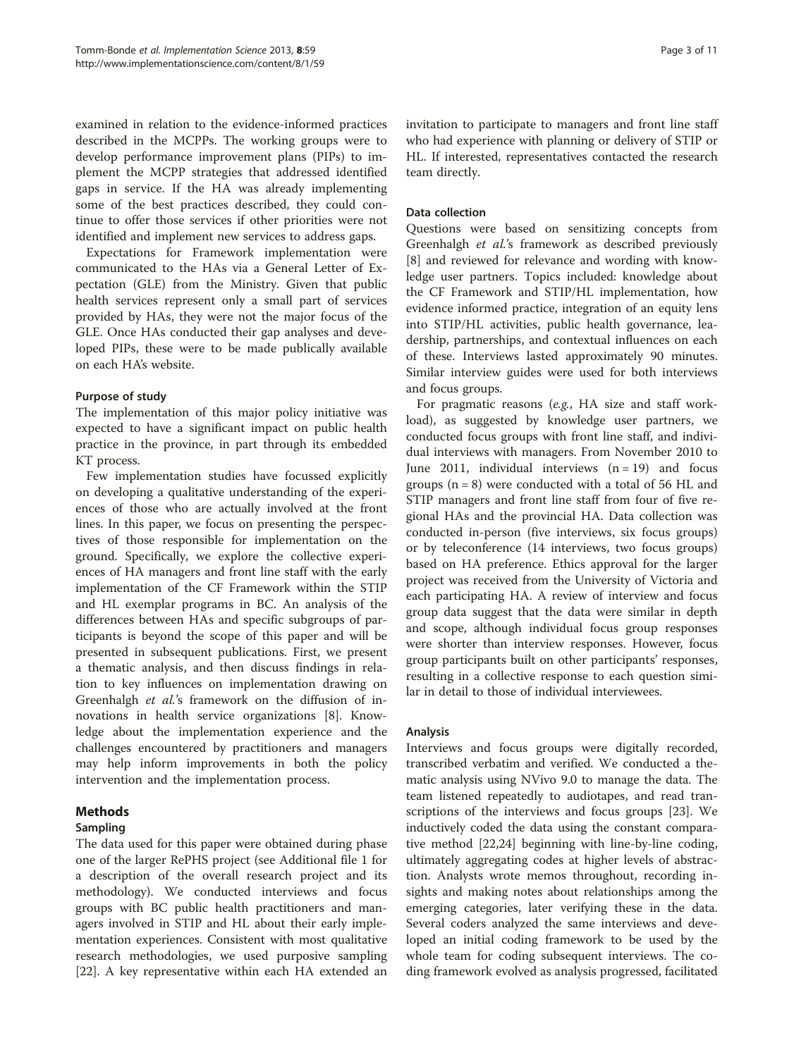examined in relation to the evidence-informed practices described in the MCPPs. The working groups were to develop performance improvement plans (PIPs) to implement the MCPP strategies that addressed identified gaps in service. If the HA was already implementing some of the best practices described, they could continue to offer those services if other priorities were not identified and implement new services to address gaps.

Expectations for Framework implementation were communicated to the HAs via a General Letter of Expectation (GLE) from the Ministry. Given that public health services represent only a small part of services provided by HAs, they were not the major focus of the GLE. Once HAs conducted their gap analyses and developed PIPs, these were to be made publically available on each HA's website.

#### Purpose of study

The implementation of this major policy initiative was expected to have a significant impact on public health practice in the province, in part through its embedded KT process.

Few implementation studies have focussed explicitly on developing a qualitative understanding of the experiences of those who are actually involved at the front lines. In this paper, we focus on presenting the perspectives of those responsible for implementation on the ground. Specifically, we explore the collective experiences of HA managers and front line staff with the early implementation of the CF Framework within the STIP and HL exemplar programs in BC. An analysis of the differences between HAs and specific subgroups of participants is beyond the scope of this paper and will be presented in subsequent publications. First, we present a thematic analysis, and then discuss findings in relation to key influences on implementation drawing on Greenhalgh *et al.*'s framework on the diffusion of innovations in health service organizations [8]. Knowledge about the implementation experience and the challenges encountered by practitioners and managers may help inform improvements in both the policy intervention and the implementation process.

## Methods

### Sampling

The data used for this paper were obtained during phase one of the larger RePHS project (see Additional file 1 for a description of the overall research project and its methodology). We conducted interviews and focus groups with BC public health practitioners and managers involved in STIP and HL about their early implementation experiences. Consistent with most qualitative research methodologies, we used purposive sampling [22]. A key representative within each HA extended an invitation to participate to managers and front line staff who had experience with planning or delivery of STIP or HL. If interested, representatives contacted the research team directly.

#### Data collection

Questions were based on sensitizing concepts from Greenhalgh *et al.*'s framework as described previously [8] and reviewed for relevance and wording with knowledge user partners. Topics included: knowledge about the CF Framework and STIP/HL implementation, how evidence informed practice, integration of an equity lens into STIP/HL activities, public health governance, leadership, partnerships, and contextual influences on each of these. Interviews lasted approximately 90 minutes. Similar interview guides were used for both interviews and focus groups.

For pragmatic reasons (*e.g.*, HA size and staff workload), as suggested by knowledge user partners, we conducted focus groups with front line staff, and individual interviews with managers. From November 2010 to June 2011, individual interviews (n = 19) and focus groups (n = 8) were conducted with a total of 56 HL and STIP managers and front line staff from four of five regional HAs and the provincial HA. Data collection was conducted in-person (five interviews, six focus groups) or by teleconference (14 interviews, two focus groups) based on HA preference. Ethics approval for the larger project was received from the University of Victoria and each participating HA. A review of interview and focus group data suggest that the data were similar in depth and scope, although individual focus group responses were shorter than interview responses. However, focus group participants built on other participants' responses, resulting in a collective response to each question similar in detail to those of individual interviewees.

#### Analysis

Interviews and focus groups were digitally recorded, transcribed verbatim and verified. We conducted a thematic analysis using NVivo 9.0 to manage the data. The team listened repeatedly to audiotapes, and read transcriptions of the interviews and focus groups [23]. We inductively coded the data using the constant comparative method [22,24] beginning with line-by-line coding, ultimately aggregating codes at higher levels of abstraction. Analysts wrote memos throughout, recording insights and making notes about relationships among the emerging categories, later verifying these in the data. Several coders analyzed the same interviews and developed an initial coding framework to be used by the whole team for coding subsequent interviews. The coding framework evolved as analysis progressed, facilitated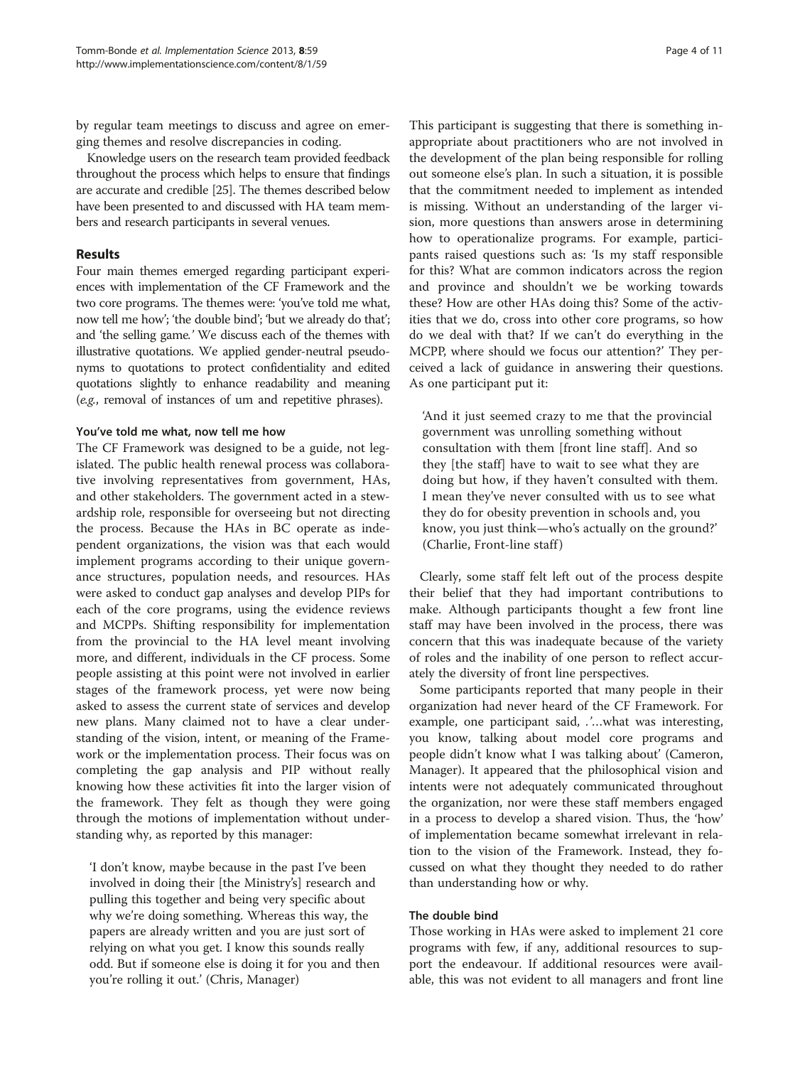by regular team meetings to discuss and agree on emerging themes and resolve discrepancies in coding.

Knowledge users on the research team provided feedback throughout the process which helps to ensure that findings are accurate and credible [25]. The themes described below have been presented to and discussed with HA team members and research participants in several venues.

## Results

Four main themes emerged regarding participant experiences with implementation of the CF Framework and the two core programs. The themes were: 'you've told me what, now tell me how'; 'the double bind'; 'but we already do that'; and 'the selling game.' We discuss each of the themes with illustrative quotations. We applied gender-neutral pseudonyms to quotations to protect confidentiality and edited quotations slightly to enhance readability and meaning (*e.g.*, removal of instances of um and repetitive phrases).

### You've told me what, now tell me how

The CF Framework was designed to be a guide, not legislated. The public health renewal process was collaborative involving representatives from government, HAs, and other stakeholders. The government acted in a stewardship role, responsible for overseeing but not directing the process. Because the HAs in BC operate as independent organizations, the vision was that each would implement programs according to their unique governance structures, population needs, and resources. HAs were asked to conduct gap analyses and develop PIPs for each of the core programs, using the evidence reviews and MCPPs. Shifting responsibility for implementation from the provincial to the HA level meant involving more, and different, individuals in the CF process. Some people assisting at this point were not involved in earlier stages of the framework process, yet were now being asked to assess the current state of services and develop new plans. Many claimed not to have a clear understanding of the vision, intent, or meaning of the Framework or the implementation process. Their focus was on completing the gap analysis and PIP without really knowing how these activities fit into the larger vision of the framework. They felt as though they were going through the motions of implementation without understanding why, as reported by this manager:

> 'I don't know, maybe because in the past I've been involved in doing their [the Ministry's] research and pulling this together and being very specific about why we're doing something. Whereas this way, the papers are already written and you are just sort of relying on what you get. I know this sounds really odd. But if someone else is doing it for you and then you're rolling it out.' (Chris, Manager)

This participant is suggesting that there is something inappropriate about practitioners who are not involved in the development of the plan being responsible for rolling out someone else's plan. In such a situation, it is possible that the commitment needed to implement as intended is missing. Without an understanding of the larger vision, more questions than answers arose in determining how to operationalize programs. For example, participants raised questions such as: 'Is my staff responsible for this? What are common indicators across the region and province and shouldn't we be working towards these? How are other HAs doing this? Some of the activities that we do, cross into other core programs, so how do we deal with that? If we can't do everything in the MCPP, where should we focus our attention?' They perceived a lack of guidance in answering their questions. As one participant put it:

> 'And it just seemed crazy to me that the provincial government was unrolling something without consultation with them [front line staff]. And so they [the staff] have to wait to see what they are doing but how, if they haven't consulted with them. I mean they've never consulted with us to see what they do for obesity prevention in schools and, you know, you just think—who's actually on the ground?' (Charlie, Front-line staff)

Clearly, some staff felt left out of the process despite their belief that they had important contributions to make. Although participants thought a few front line staff may have been involved in the process, there was concern that this was inadequate because of the variety of roles and the inability of one person to reflect accurately the diversity of front line perspectives.

Some participants reported that many people in their organization had never heard of the CF Framework. For example, one participant said, .'…what was interesting, you know, talking about model core programs and people didn't know what I was talking about' (Cameron, Manager). It appeared that the philosophical vision and intents were not adequately communicated throughout the organization, nor were these staff members engaged in a process to develop a shared vision. Thus, the 'how' of implementation became somewhat irrelevant in relation to the vision of the Framework. Instead, they focussed on what they thought they needed to do rather than understanding how or why.

### The double bind

Those working in HAs were asked to implement 21 core programs with few, if any, additional resources to support the endeavour. If additional resources were available, this was not evident to all managers and front line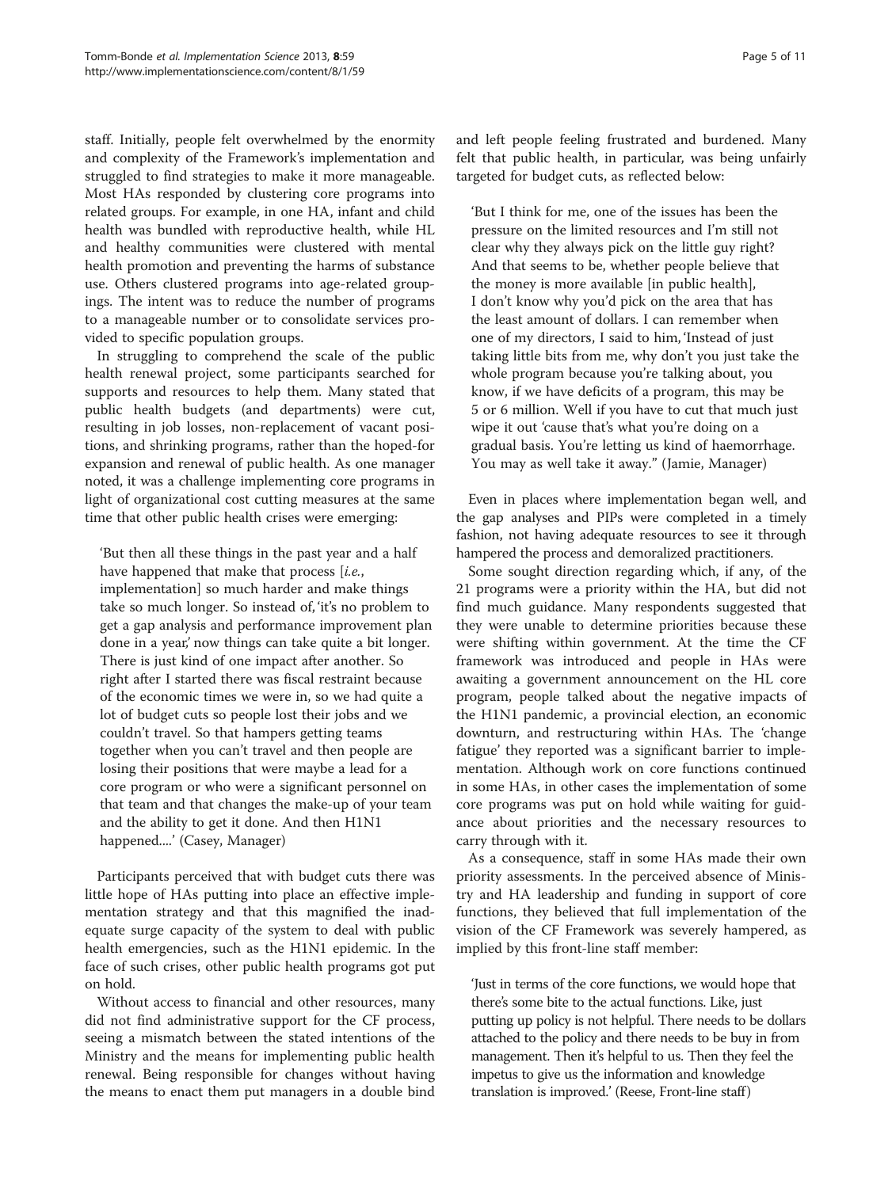staff. Initially, people felt overwhelmed by the enormity and complexity of the Framework's implementation and struggled to find strategies to make it more manageable. Most HAs responded by clustering core programs into related groups. For example, in one HA, infant and child health was bundled with reproductive health, while HL and healthy communities were clustered with mental health promotion and preventing the harms of substance use. Others clustered programs into age-related groupings. The intent was to reduce the number of programs to a manageable number or to consolidate services provided to specific population groups.

In struggling to comprehend the scale of the public health renewal project, some participants searched for supports and resources to help them. Many stated that public health budgets (and departments) were cut, resulting in job losses, non-replacement of vacant positions, and shrinking programs, rather than the hoped-for expansion and renewal of public health. As one manager noted, it was a challenge implementing core programs in light of organizational cost cutting measures at the same time that other public health crises were emerging:

> 'But then all these things in the past year and a half have happened that make that process [*i.e.*, implementation] so much harder and make things take so much longer. So instead of, 'it's no problem to get a gap analysis and performance improvement plan done in a year,' now things can take quite a bit longer. There is just kind of one impact after another. So right after I started there was fiscal restraint because of the economic times we were in, so we had quite a lot of budget cuts so people lost their jobs and we couldn't travel. So that hampers getting teams together when you can't travel and then people are losing their positions that were maybe a lead for a core program or who were a significant personnel on that team and that changes the make-up of your team and the ability to get it done. And then H1N1 happened....' (Casey, Manager)

Participants perceived that with budget cuts there was little hope of HAs putting into place an effective implementation strategy and that this magnified the inadequate surge capacity of the system to deal with public health emergencies, such as the H1N1 epidemic. In the face of such crises, other public health programs got put on hold.

Without access to financial and other resources, many did not find administrative support for the CF process, seeing a mismatch between the stated intentions of the Ministry and the means for implementing public health renewal. Being responsible for changes without having the means to enact them put managers in a double bind and left people feeling frustrated and burdened. Many felt that public health, in particular, was being unfairly targeted for budget cuts, as reflected below:

> 'But I think for me, one of the issues has been the pressure on the limited resources and I'm still not clear why they always pick on the little guy right? And that seems to be, whether people believe that the money is more available [in public health], I don't know why you'd pick on the area that has the least amount of dollars. I can remember when one of my directors, I said to him, 'Instead of just taking little bits from me, why don't you just take the whole program because you're talking about, you know, if we have deficits of a program, this may be 5 or 6 million. Well if you have to cut that much just wipe it out 'cause that's what you're doing on a gradual basis. You're letting us kind of haemorrhage. You may as well take it away." (Jamie, Manager)

Even in places where implementation began well, and the gap analyses and PIPs were completed in a timely fashion, not having adequate resources to see it through hampered the process and demoralized practitioners.

Some sought direction regarding which, if any, of the 21 programs were a priority within the HA, but did not find much guidance. Many respondents suggested that they were unable to determine priorities because these were shifting within government. At the time the CF framework was introduced and people in HAs were awaiting a government announcement on the HL core program, people talked about the negative impacts of the H1N1 pandemic, a provincial election, an economic downturn, and restructuring within HAs. The 'change fatigue' they reported was a significant barrier to implementation. Although work on core functions continued in some HAs, in other cases the implementation of some core programs was put on hold while waiting for guidance about priorities and the necessary resources to carry through with it.

As a consequence, staff in some HAs made their own priority assessments. In the perceived absence of Ministry and HA leadership and funding in support of core functions, they believed that full implementation of the vision of the CF Framework was severely hampered, as implied by this front-line staff member:

> 'Just in terms of the core functions, we would hope that there's some bite to the actual functions. Like, just putting up policy is not helpful. There needs to be dollars attached to the policy and there needs to be buy in from management. Then it's helpful to us. Then they feel the impetus to give us the information and knowledge translation is improved.' (Reese, Front-line staff)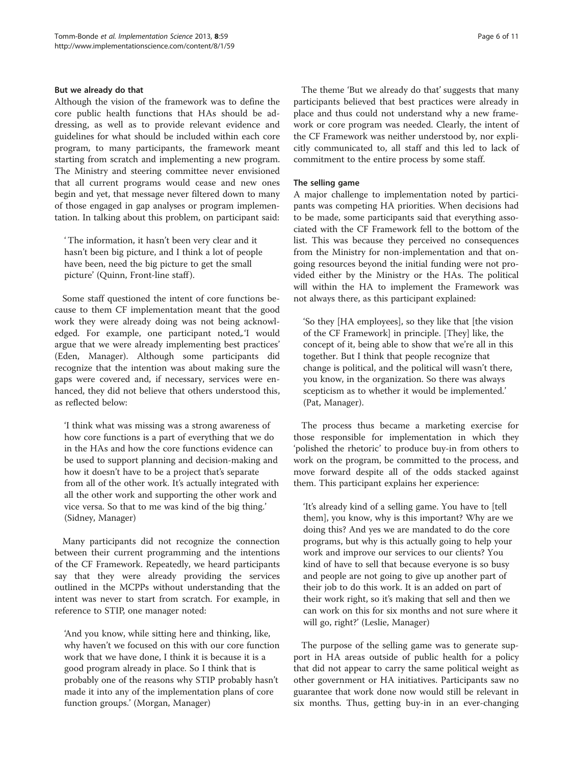### But we already do that

Although the vision of the framework was to define the core public health functions that HAs should be addressing, as well as to provide relevant evidence and guidelines for what should be included within each core program, to many participants, the framework meant starting from scratch and implementing a new program. The Ministry and steering committee never envisioned that all current programs would cease and new ones begin and yet, that message never filtered down to many of those engaged in gap analyses or program implementation. In talking about this problem, on participant said:

> ' The information, it hasn't been very clear and it hasn't been big picture, and I think a lot of people have been, need the big picture to get the small picture' (Quinn, Front-line staff).

Some staff questioned the intent of core functions because to them CF implementation meant that the good work they were already doing was not being acknowledged. For example, one participant noted,.'I would argue that we were already implementing best practices' (Eden, Manager). Although some participants did recognize that the intention was about making sure the gaps were covered and, if necessary, services were enhanced, they did not believe that others understood this, as reflected below:

> 'I think what was missing was a strong awareness of how core functions is a part of everything that we do in the HAs and how the core functions evidence can be used to support planning and decision-making and how it doesn't have to be a project that's separate from all of the other work. It's actually integrated with all the other work and supporting the other work and vice versa. So that to me was kind of the big thing.' (Sidney, Manager)

Many participants did not recognize the connection between their current programming and the intentions of the CF Framework. Repeatedly, we heard participants say that they were already providing the services outlined in the MCPPs without understanding that the intent was never to start from scratch. For example, in reference to STIP, one manager noted:

> 'And you know, while sitting here and thinking, like, why haven't we focused on this with our core function work that we have done, I think it is because it is a good program already in place. So I think that is probably one of the reasons why STIP probably hasn't made it into any of the implementation plans of core function groups.' (Morgan, Manager)

The theme 'But we already do that' suggests that many participants believed that best practices were already in place and thus could not understand why a new framework or core program was needed. Clearly, the intent of the CF Framework was neither understood by, nor explicitly communicated to, all staff and this led to lack of commitment to the entire process by some staff.

### The selling game

A major challenge to implementation noted by participants was competing HA priorities. When decisions had to be made, some participants said that everything associated with the CF Framework fell to the bottom of the list. This was because they perceived no consequences from the Ministry for non-implementation and that ongoing resources beyond the initial funding were not provided either by the Ministry or the HAs. The political will within the HA to implement the Framework was not always there, as this participant explained:

> 'So they [HA employees], so they like that [the vision of the CF Framework] in principle. [They] like, the concept of it, being able to show that we're all in this together. But I think that people recognize that change is political, and the political will wasn't there, you know, in the organization. So there was always scepticism as to whether it would be implemented.' (Pat, Manager).

The process thus became a marketing exercise for those responsible for implementation in which they 'polished the rhetoric' to produce buy-in from others to work on the program, be committed to the process, and move forward despite all of the odds stacked against them. This participant explains her experience:

> 'It's already kind of a selling game. You have to [tell them], you know, why is this important? Why are we doing this? And yes we are mandated to do the core programs, but why is this actually going to help your work and improve our services to our clients? You kind of have to sell that because everyone is so busy and people are not going to give up another part of their job to do this work. It is an added on part of their work right, so it's making that sell and then we can work on this for six months and not sure where it will go, right?' (Leslie, Manager)

The purpose of the selling game was to generate support in HA areas outside of public health for a policy that did not appear to carry the same political weight as other government or HA initiatives. Participants saw no guarantee that work done now would still be relevant in six months. Thus, getting buy-in in an ever-changing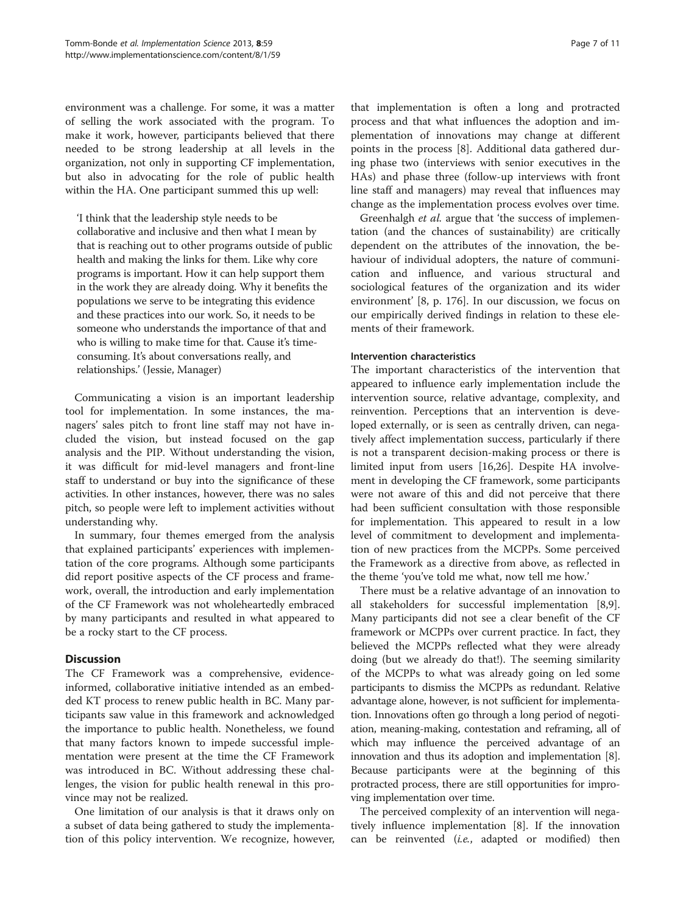environment was a challenge. For some, it was a matter of selling the work associated with the program. To make it work, however, participants believed that there needed to be strong leadership at all levels in the organization, not only in supporting CF implementation, but also in advocating for the role of public health within the HA. One participant summed this up well:

> 'I think that the leadership style needs to be collaborative and inclusive and then what I mean by that is reaching out to other programs outside of public health and making the links for them. Like why core programs is important. How it can help support them in the work they are already doing. Why it benefits the populations we serve to be integrating this evidence and these practices into our work. So, it needs to be someone who understands the importance of that and who is willing to make time for that. Cause it's time-consuming. It's about conversations really, and relationships.' (Jessie, Manager)

Communicating a vision is an important leadership tool for implementation. In some instances, the managers' sales pitch to front line staff may not have included the vision, but instead focused on the gap analysis and the PIP. Without understanding the vision, it was difficult for mid-level managers and front-line staff to understand or buy into the significance of these activities. In other instances, however, there was no sales pitch, so people were left to implement activities without understanding why.

In summary, four themes emerged from the analysis that explained participants' experiences with implementation of the core programs. Although some participants did report positive aspects of the CF process and framework, overall, the introduction and early implementation of the CF Framework was not wholeheartedly embraced by many participants and resulted in what appeared to be a rocky start to the CF process.

## Discussion

The CF Framework was a comprehensive, evidence-informed, collaborative initiative intended as an embedded KT process to renew public health in BC. Many participants saw value in this framework and acknowledged the importance to public health. Nonetheless, we found that many factors known to impede successful implementation were present at the time the CF Framework was introduced in BC. Without addressing these challenges, the vision for public health renewal in this province may not be realized.

One limitation of our analysis is that it draws only on a subset of data being gathered to study the implementation of this policy intervention. We recognize, however, that implementation is often a long and protracted process and that what influences the adoption and implementation of innovations may change at different points in the process [8]. Additional data gathered during phase two (interviews with senior executives in the HAs) and phase three (follow-up interviews with front line staff and managers) may reveal that influences may change as the implementation process evolves over time.

Greenhalgh *et al.* argue that 'the success of implementation (and the chances of sustainability) are critically dependent on the attributes of the innovation, the behaviour of individual adopters, the nature of communication and influence, and various structural and sociological features of the organization and its wider environment' [8, p. 176]. In our discussion, we focus on our empirically derived findings in relation to these elements of their framework.

### Intervention characteristics

The important characteristics of the intervention that appeared to influence early implementation include the intervention source, relative advantage, complexity, and reinvention. Perceptions that an intervention is developed externally, or is seen as centrally driven, can negatively affect implementation success, particularly if there is not a transparent decision-making process or there is limited input from users [16,26]. Despite HA involvement in developing the CF framework, some participants were not aware of this and did not perceive that there had been sufficient consultation with those responsible for implementation. This appeared to result in a low level of commitment to development and implementation of new practices from the MCPPs. Some perceived the Framework as a directive from above, as reflected in the theme 'you've told me what, now tell me how.'

There must be a relative advantage of an innovation to all stakeholders for successful implementation [8,9]. Many participants did not see a clear benefit of the CF framework or MCPPs over current practice. In fact, they believed the MCPPs reflected what they were already doing (but we already do that!). The seeming similarity of the MCPPs to what was already going on led some participants to dismiss the MCPPs as redundant. Relative advantage alone, however, is not sufficient for implementation. Innovations often go through a long period of negotiation, meaning-making, contestation and reframing, all of which may influence the perceived advantage of an innovation and thus its adoption and implementation [8]. Because participants were at the beginning of this protracted process, there are still opportunities for improving implementation over time.

The perceived complexity of an intervention will negatively influence implementation [8]. If the innovation can be reinvented (*i.e.*, adapted or modified) then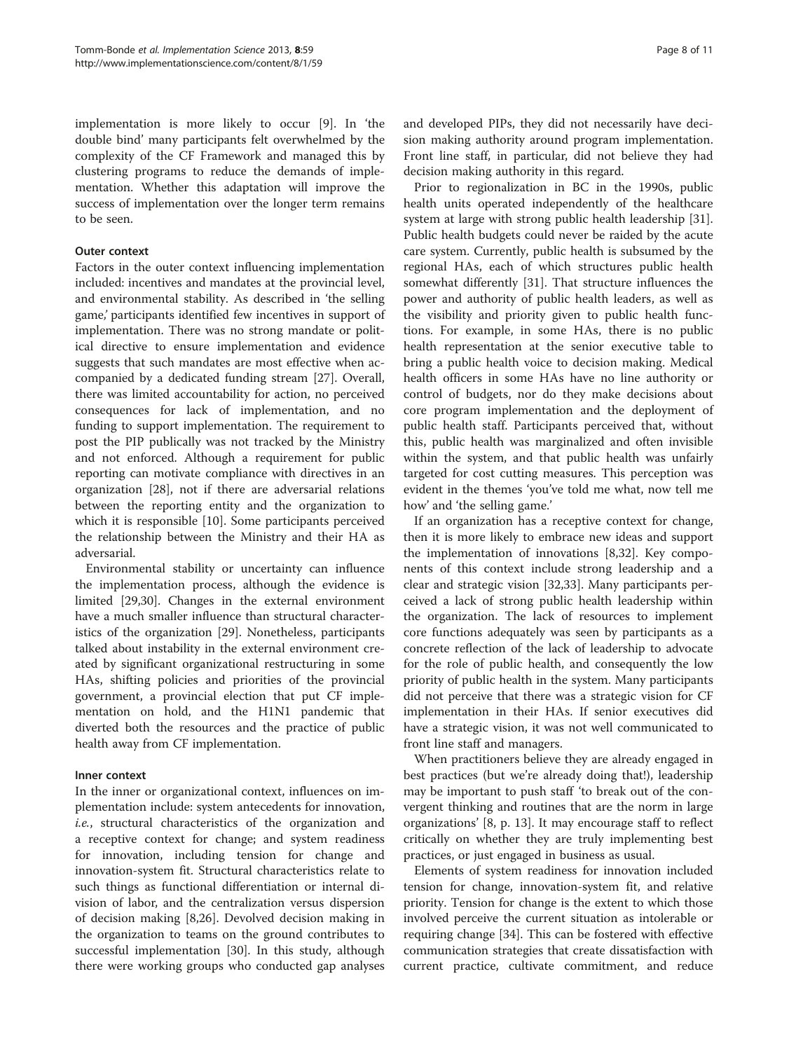implementation is more likely to occur [9]. In 'the double bind' many participants felt overwhelmed by the complexity of the CF Framework and managed this by clustering programs to reduce the demands of implementation. Whether this adaptation will improve the success of implementation over the longer term remains to be seen.

### Outer context

Factors in the outer context influencing implementation included: incentives and mandates at the provincial level, and environmental stability. As described in 'the selling game,' participants identified few incentives in support of implementation. There was no strong mandate or political directive to ensure implementation and evidence suggests that such mandates are most effective when accompanied by a dedicated funding stream [27]. Overall, there was limited accountability for action, no perceived consequences for lack of implementation, and no funding to support implementation. The requirement to post the PIP publically was not tracked by the Ministry and not enforced. Although a requirement for public reporting can motivate compliance with directives in an organization [28], not if there are adversarial relations between the reporting entity and the organization to which it is responsible [10]. Some participants perceived the relationship between the Ministry and their HA as adversarial.

Environmental stability or uncertainty can influence the implementation process, although the evidence is limited [29,30]. Changes in the external environment have a much smaller influence than structural characteristics of the organization [29]. Nonetheless, participants talked about instability in the external environment created by significant organizational restructuring in some HAs, shifting policies and priorities of the provincial government, a provincial election that put CF implementation on hold, and the H1N1 pandemic that diverted both the resources and the practice of public health away from CF implementation.

### Inner context

In the inner or organizational context, influences on implementation include: system antecedents for innovation, *i.e.*, structural characteristics of the organization and a receptive context for change; and system readiness for innovation, including tension for change and innovation-system fit. Structural characteristics relate to such things as functional differentiation or internal division of labor, and the centralization versus dispersion of decision making [8,26]. Devolved decision making in the organization to teams on the ground contributes to successful implementation [30]. In this study, although there were working groups who conducted gap analyses and developed PIPs, they did not necessarily have decision making authority around program implementation. Front line staff, in particular, did not believe they had decision making authority in this regard.

Prior to regionalization in BC in the 1990s, public health units operated independently of the healthcare system at large with strong public health leadership [31]. Public health budgets could never be raided by the acute care system. Currently, public health is subsumed by the regional HAs, each of which structures public health somewhat differently [31]. That structure influences the power and authority of public health leaders, as well as the visibility and priority given to public health functions. For example, in some HAs, there is no public health representation at the senior executive table to bring a public health voice to decision making. Medical health officers in some HAs have no line authority or control of budgets, nor do they make decisions about core program implementation and the deployment of public health staff. Participants perceived that, without this, public health was marginalized and often invisible within the system, and that public health was unfairly targeted for cost cutting measures. This perception was evident in the themes 'you've told me what, now tell me how' and 'the selling game.'

If an organization has a receptive context for change, then it is more likely to embrace new ideas and support the implementation of innovations [8,32]. Key components of this context include strong leadership and a clear and strategic vision [32,33]. Many participants perceived a lack of strong public health leadership within the organization. The lack of resources to implement core functions adequately was seen by participants as a concrete reflection of the lack of leadership to advocate for the role of public health, and consequently the low priority of public health in the system. Many participants did not perceive that there was a strategic vision for CF implementation in their HAs. If senior executives did have a strategic vision, it was not well communicated to front line staff and managers.

When practitioners believe they are already engaged in best practices (but we're already doing that!), leadership may be important to push staff 'to break out of the convergent thinking and routines that are the norm in large organizations' [8, p. 13]. It may encourage staff to reflect critically on whether they are truly implementing best practices, or just engaged in business as usual.

Elements of system readiness for innovation included tension for change, innovation-system fit, and relative priority. Tension for change is the extent to which those involved perceive the current situation as intolerable or requiring change [34]. This can be fostered with effective communication strategies that create dissatisfaction with current practice, cultivate commitment, and reduce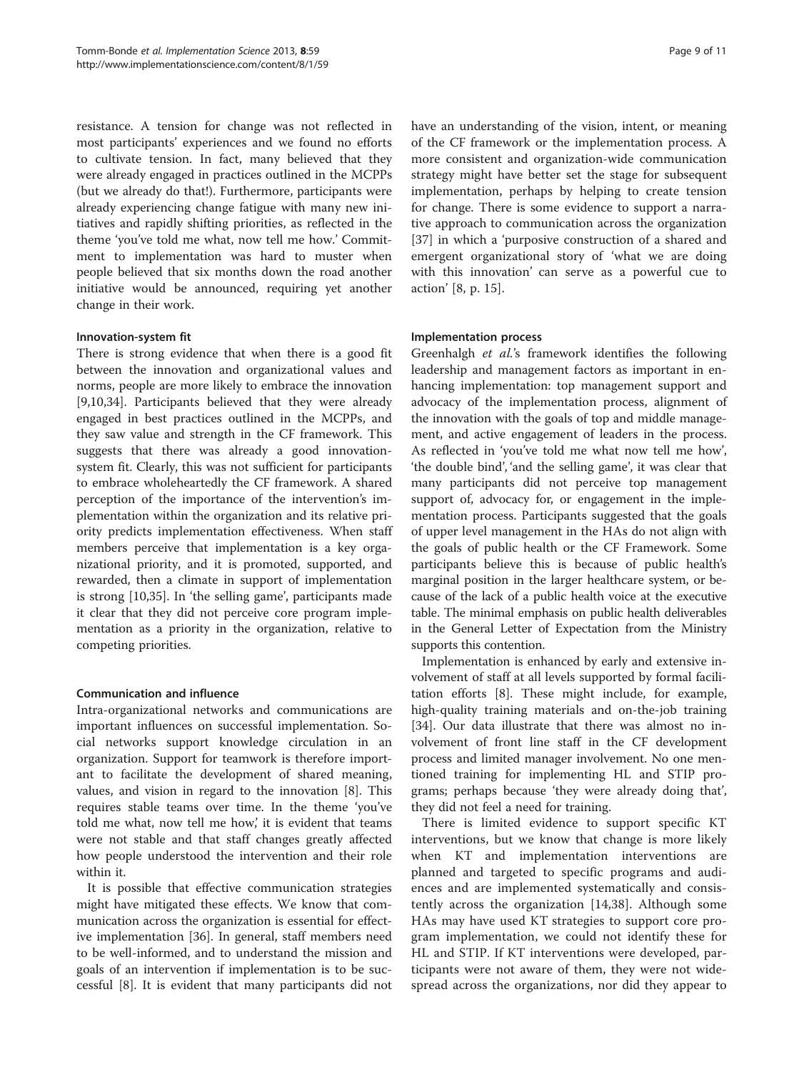resistance. A tension for change was not reflected in most participants' experiences and we found no efforts to cultivate tension. In fact, many believed that they were already engaged in practices outlined in the MCPPs (but we already do that!). Furthermore, participants were already experiencing change fatigue with many new initiatives and rapidly shifting priorities, as reflected in the theme 'you've told me what, now tell me how.' Commitment to implementation was hard to muster when people believed that six months down the road another initiative would be announced, requiring yet another change in their work.

#### Innovation-system fit

There is strong evidence that when there is a good fit between the innovation and organizational values and norms, people are more likely to embrace the innovation [9,10,34]. Participants believed that they were already engaged in best practices outlined in the MCPPs, and they saw value and strength in the CF framework. This suggests that there was already a good innovation-system fit. Clearly, this was not sufficient for participants to embrace wholeheartedly the CF framework. A shared perception of the importance of the intervention's implementation within the organization and its relative priority predicts implementation effectiveness. When staff members perceive that implementation is a key organizational priority, and it is promoted, supported, and rewarded, then a climate in support of implementation is strong [10,35]. In 'the selling game', participants made it clear that they did not perceive core program implementation as a priority in the organization, relative to competing priorities.

#### Communication and influence

Intra-organizational networks and communications are important influences on successful implementation. Social networks support knowledge circulation in an organization. Support for teamwork is therefore important to facilitate the development of shared meaning, values, and vision in regard to the innovation [8]. This requires stable teams over time. In the theme 'you've told me what, now tell me how,' it is evident that teams were not stable and that staff changes greatly affected how people understood the intervention and their role within it.

It is possible that effective communication strategies might have mitigated these effects. We know that communication across the organization is essential for effective implementation [36]. In general, staff members need to be well-informed, and to understand the mission and goals of an intervention if implementation is to be successful [8]. It is evident that many participants did not have an understanding of the vision, intent, or meaning of the CF framework or the implementation process. A more consistent and organization-wide communication strategy might have better set the stage for subsequent implementation, perhaps by helping to create tension for change. There is some evidence to support a narrative approach to communication across the organization [37] in which a 'purposive construction of a shared and emergent organizational story of 'what we are doing with this innovation' can serve as a powerful cue to action' [8, p. 15].

#### Implementation process

Greenhalgh *et al.*'s framework identifies the following leadership and management factors as important in enhancing implementation: top management support and advocacy of the implementation process, alignment of the innovation with the goals of top and middle management, and active engagement of leaders in the process. As reflected in 'you've told me what now tell me how', 'the double bind', 'and the selling game', it was clear that many participants did not perceive top management support of, advocacy for, or engagement in the implementation process. Participants suggested that the goals of upper level management in the HAs do not align with the goals of public health or the CF Framework. Some participants believe this is because of public health's marginal position in the larger healthcare system, or because of the lack of a public health voice at the executive table. The minimal emphasis on public health deliverables in the General Letter of Expectation from the Ministry supports this contention.

Implementation is enhanced by early and extensive involvement of staff at all levels supported by formal facilitation efforts [8]. These might include, for example, high-quality training materials and on-the-job training [34]. Our data illustrate that there was almost no involvement of front line staff in the CF development process and limited manager involvement. No one mentioned training for implementing HL and STIP programs; perhaps because 'they were already doing that', they did not feel a need for training.

There is limited evidence to support specific KT interventions, but we know that change is more likely when KT and implementation interventions are planned and targeted to specific programs and audiences and are implemented systematically and consistently across the organization [14,38]. Although some HAs may have used KT strategies to support core program implementation, we could not identify these for HL and STIP. If KT interventions were developed, participants were not aware of them, they were not widespread across the organizations, nor did they appear to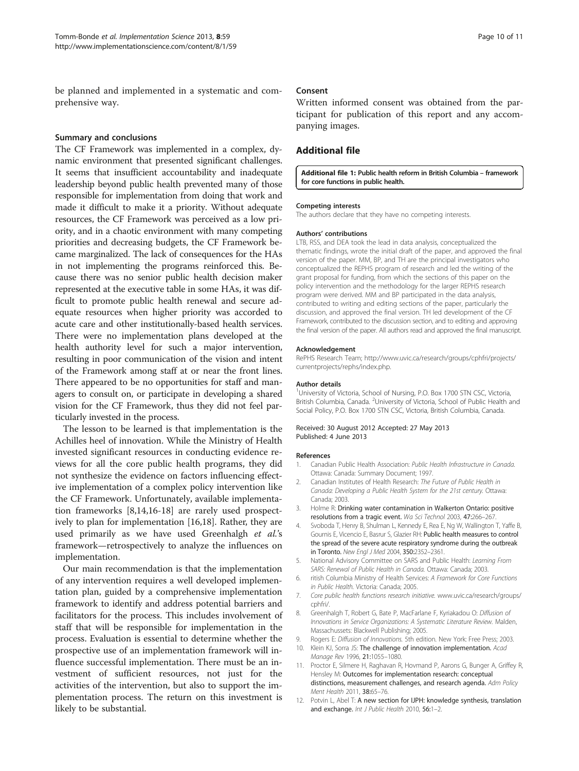be planned and implemented in a systematic and comprehensive way.

### Summary and conclusions

The CF Framework was implemented in a complex, dynamic environment that presented significant challenges. It seems that insufficient accountability and inadequate leadership beyond public health prevented many of those responsible for implementation from doing that work and made it difficult to make it a priority. Without adequate resources, the CF Framework was perceived as a low priority, and in a chaotic environment with many competing priorities and decreasing budgets, the CF Framework became marginalized. The lack of consequences for the HAs in not implementing the programs reinforced this. Because there was no senior public health decision maker represented at the executive table in some HAs, it was difficult to promote public health renewal and secure adequate resources when higher priority was accorded to acute care and other institutionally-based health services. There were no implementation plans developed at the health authority level for such a major intervention, resulting in poor communication of the vision and intent of the Framework among staff at or near the front lines. There appeared to be no opportunities for staff and managers to consult on, or participate in developing a shared vision for the CF Framework, thus they did not feel particularly invested in the process.

The lesson to be learned is that implementation is the Achilles heel of innovation. While the Ministry of Health invested significant resources in conducting evidence reviews for all the core public health programs, they did not synthesize the evidence on factors influencing effective implementation of a complex policy intervention like the CF Framework. Unfortunately, available implementation frameworks [8,14,16-18] are rarely used prospectively to plan for implementation [16,18]. Rather, they are used primarily as we have used Greenhalgh *et al.*'s framework—retrospectively to analyze the influences on implementation.

Our main recommendation is that the implementation of any intervention requires a well developed implementation plan, guided by a comprehensive implementation framework to identify and address potential barriers and facilitators for the process. This includes involvement of staff that will be responsible for implementation in the process. Evaluation is essential to determine whether the prospective use of an implementation framework will influence successful implementation. There must be an investment of sufficient resources, not just for the activities of the intervention, but also to support the implementation process. The return on this investment is likely to be substantial.

### Consent

Written informed consent was obtained from the participant for publication of this report and any accompanying images.

## Additional file

**Additional file 1: Public health reform in British Columbia – framework for core functions in public health.**

#### Competing interests

The authors declare that they have no competing interests.

#### Authors' contributions

LTB, RSS, and DEA took the lead in data analysis, conceptualized the thematic findings, wrote the initial draft of the paper, and approved the final version of the paper. MM, BP, and TH are the principal investigators who conceptualized the REPHS program of research and led the writing of the grant proposal for funding, from which the sections of this paper on the policy intervention and the methodology for the larger REPHS research program were derived. MM and BP participated in the data analysis, contributed to writing and editing sections of the paper, particularly the discussion, and approved the final version. TH led development of the CF Framework, contributed to the discussion section, and to editing and approving the final version of the paper. All authors read and approved the final manuscript.

#### Acknowledgement

RePHS Research Team; http://www.uvic.ca/research/groups/cphfri/projects/currentprojects/rephs/index.php.

#### Author details

[1]University of Victoria, School of Nursing, P.O. Box 1700 STN CSC, Victoria, British Columbia, Canada. [2]University of Victoria, School of Public Health and Social Policy, P.O. Box 1700 STN CSC, Victoria, British Columbia, Canada.

Received: 30 August 2012 Accepted: 27 May 2013
Published: 4 June 2013

#### References

1. Canadian Public Health Association: *Public Health Infrastructure in Canada.* Ottawa: Canada: Summary Document; 1997.
2. Canadian Institutes of Health Research: *The Future of Public Health in Canada: Developing a Public Health System for the 21st century.* Ottawa: Canada; 2003.
3. Holme R: **Drinking water contamination in Walkerton Ontario: positive resolutions from a tragic event.** *Wa Sci Technol* 2003, **47:**266–267.
4. Svoboda T, Henry B, Shulman L, Kennedy E, Rea E, Ng W, Wallington T, Yaffe B, Gournis E, Vicencio E, Basrur S, Glazier RH: **Public health measures to control the spread of the severe acute respiratory syndrome during the outbreak in Toronto.** *New Engl J Med* 2004, **350:**2352–2361.
5. National Advisory Committee on SARS and Public Health: *Learning From SARS: Renewal of Public Health in Canada.* Ottawa: Canada; 2003.
6. ritish Columbia Ministry of Health Services: *A Framework for Core Functions in Public Health.* Victoria: Canada; 2005.
7. *Core public health functions research initiative.* www.uvic.ca/research/groups/cphfri/.
8. Greenhalgh T, Robert G, Bate P, MacFarlane F, Kyriakadou O: *Diffusion of Innovations in Service Organizations: A Systematic Literature Review.* Malden, Massachussets: Blackwell Publishing; 2005.
9. Rogers E: *Diffusion of Innovations.* 5th edition. New York: Free Press; 2003.
10. Klein KJ, Sorra JS: **The challenge of innovation implementation.** *Acad Manage Rev* 1996, **21:**1055–1080.
11. Proctor E, Silmere H, Raghavan R, Hovmand P, Aarons G, Bunger A, Griffey R, Hensley M: **Outcomes for implementation research: conceptual distinctions, measurement challenges, and research agenda.** *Adm Policy Ment Health* 2011, **38:**65–76.
12. Potvin L, Abel T: **A new section for IJPH: knowledge synthesis, translation and exchange.** *Int J Public Health* 2010, **56:**1–2.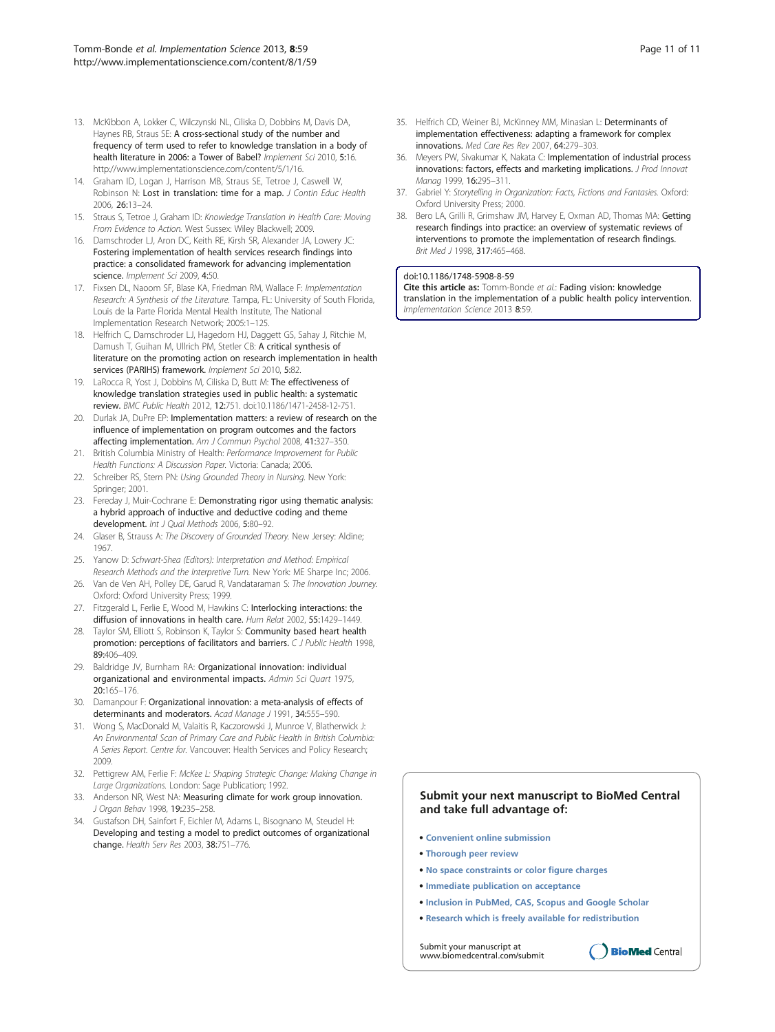13. McKibbon A, Lokker C, Wilczynski NL, Ciliska D, Dobbins M, Davis DA, Haynes RB, Straus SE: **A cross-sectional study of the number and frequency of term used to refer to knowledge translation in a body of health literature in 2006: a Tower of Babel?** *Implement Sci* 2010, **5:**16. http://www.implementationscience.com/content/5/1/16.
14. Graham ID, Logan J, Harrison MB, Straus SE, Tetroe J, Caswell W, Robinson N: **Lost in translation: time for a map.** *J Contin Educ Health* 2006, **26:**13–24.
15. Straus S, Tetroe J, Graham ID: *Knowledge Translation in Health Care: Moving From Evidence to Action.* West Sussex: Wiley Blackwell; 2009.
16. Damschroder LJ, Aron DC, Keith RE, Kirsh SR, Alexander JA, Lowery JC: **Fostering implementation of health services research findings into practice: a consolidated framework for advancing implementation science.** *Implement Sci* 2009, **4:**50.
17. Fixsen DL, Naoom SF, Blase KA, Friedman RM, Wallace F: *Implementation Research: A Synthesis of the Literature.* Tampa, FL: University of South Florida, Louis de la Parte Florida Mental Health Institute, The National Implementation Research Network; 2005:1–125.
18. Helfrich C, Damschroder LJ, Hagedorn HJ, Daggett GS, Sahay J, Ritchie M, Damush T, Guihan M, Ullrich PM, Stetler CB: **A critical synthesis of literature on the promoting action on research implementation in health services (PARIHS) framework.** *Implement Sci* 2010, **5:**82.
19. LaRocca R, Yost J, Dobbins M, Ciliska D, Butt M: **The effectiveness of knowledge translation strategies used in public health: a systematic review.** *BMC Public Health* 2012, **12:**751. doi:10.1186/1471-2458-12-751.
20. Durlak JA, DuPre EP: **Implementation matters: a review of research on the influence of implementation on program outcomes and the factors affecting implementation.** *Am J Commun Psychol* 2008, **41:**327–350.
21. British Columbia Ministry of Health: *Performance Improvement for Public Health Functions: A Discussion Paper.* Victoria: Canada; 2006.
22. Schreiber RS, Stern PN: *Using Grounded Theory in Nursing.* New York: Springer; 2001.
23. Fereday J, Muir-Cochrane E: **Demonstrating rigor using thematic analysis: a hybrid approach of inductive and deductive coding and theme development.** *Int J Qual Methods* 2006, **5:**80–92.
24. Glaser B, Strauss A: *The Discovery of Grounded Theory.* New Jersey: Aldine; 1967.
25. Yanow D: *Schwart-Shea (Editors): Interpretation and Method: Empirical Research Methods and the Interpretive Turn.* New York: ME Sharpe Inc; 2006.
26. Van de Ven AH, Polley DE, Garud R, Vandataraman S: *The Innovation Journey.* Oxford: Oxford University Press; 1999.
27. Fitzgerald L, Ferlie E, Wood M, Hawkins C: **Interlocking interactions: the diffusion of innovations in health care.** *Hum Relat* 2002, **55:**1429–1449.
28. Taylor SM, Elliott S, Robinson K, Taylor S: **Community based heart health promotion: perceptions of facilitators and barriers.** *C J Public Health* 1998, **89:**406–409.
29. Baldridge JV, Burnham RA: **Organizational innovation: individual organizational and environmental impacts.** *Admin Sci Quart* 1975, **20:**165–176.
30. Damanpour F: **Organizational innovation: a meta-analysis of effects of determinants and moderators.** *Acad Manage J* 1991, **34:**555–590.
31. Wong S, MacDonald M, Valaitis R, Kaczorowski J, Munroe V, Blatherwick J: *An Environmental Scan of Primary Care and Public Health in British Columbia: A Series Report. Centre for.* Vancouver: Health Services and Policy Research; 2009.
32. Pettigrew AM, Ferlie F: *McKee L: Shaping Strategic Change: Making Change in Large Organizations.* London: Sage Publication; 1992.
33. Anderson NR, West NA: **Measuring climate for work group innovation.** *J Organ Behav* 1998, **19:**235–258.
34. Gustafson DH, Sainfort F, Eichler M, Adams L, Bisognano M, Steudel H: **Developing and testing a model to predict outcomes of organizational change.** *Health Serv Res* 2003, **38:**751–776.
35. Helfrich CD, Weiner BJ, McKinney MM, Minasian L: **Determinants of implementation effectiveness: adapting a framework for complex innovations.** *Med Care Res Rev* 2007, **64:**279–303.
36. Meyers PW, Sivakumar K, Nakata C: **Implementation of industrial process innovations: factors, effects and marketing implications.** *J Prod Innovat Manag* 1999, **16:**295–311.
37. Gabriel Y: *Storytelling in Organization: Facts, Fictions and Fantasies.* Oxford: Oxford University Press; 2000.
38. Bero LA, Grilli R, Grimshaw JM, Harvey E, Oxman AD, Thomas MA: **Getting research findings into practice: an overview of systematic reviews of interventions to promote the implementation of research findings.** *Brit Med J* 1998, **317:**465–468.

doi:10.1186/1748-5908-8-59

**Cite this article as:** Tomm-Bonde *et al.*: Fading vision: knowledge translation in the implementation of a public health policy intervention. *Implementation Science* 2013 **8**:59.

**Submit your next manuscript to BioMed Central and take full advantage of:**

- **Convenient online submission**
- **Thorough peer review**
- **No space constraints or color figure charges**
- **Immediate publication on acceptance**
- **Inclusion in PubMed, CAS, Scopus and Google Scholar**
- **Research which is freely available for redistribution**

Submit your manuscript at www.biomedcentral.com/submit